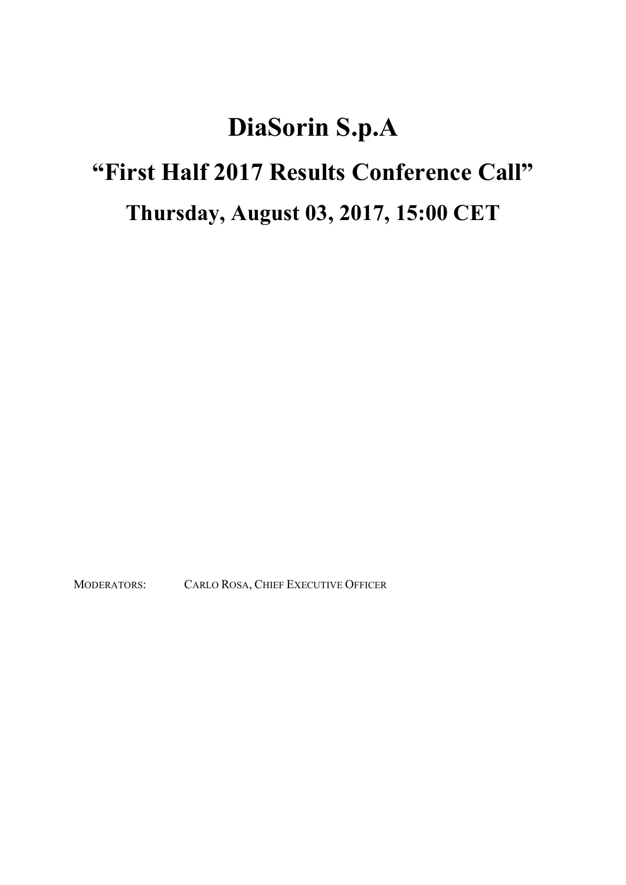# DiaSorin S.p.A

## "First Half 2017 Results Conference Call"

### Thursday, August 03, 2017, 15:00 CET

MODERATORS: CARLO ROSA, CHIEF EXECUTIVE OFFICER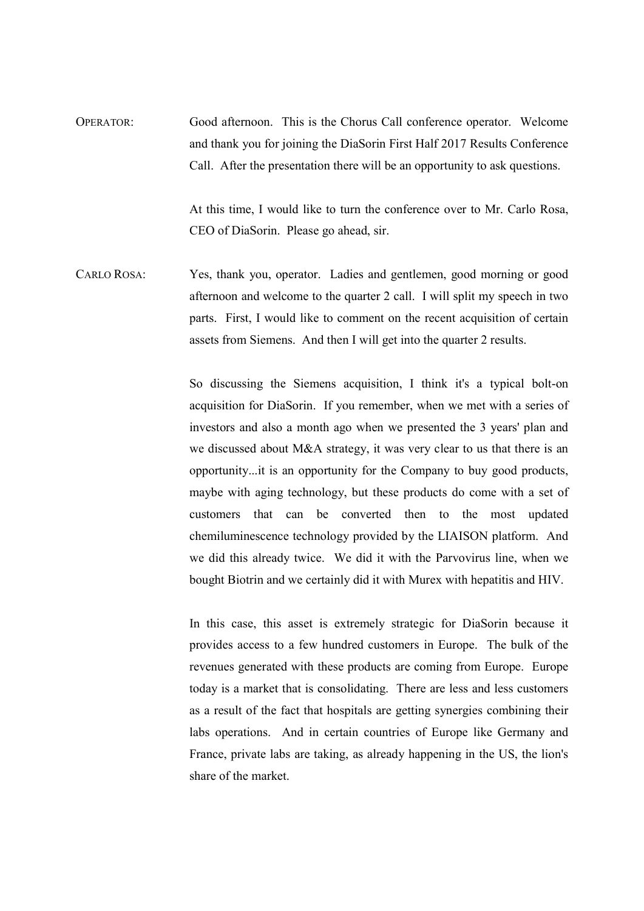OPERATOR: Good afternoon. This is the Chorus Call conference operator. Welcome and thank you for joining the DiaSorin First Half 2017 Results Conference Call. After the presentation there will be an opportunity to ask questions.

At this time, I would like to turn the conference over to Mr. Carlo Rosa, CEO of DiaSorin. Please go ahead, sir.

CARLO ROSA: Yes, thank you, operator. Ladies and gentlemen, good morning or good afternoon and welcome to the quarter 2 call. I will split my speech in two parts. First, I would like to comment on the recent acquisition of certain assets from Siemens. And then I will get into the quarter 2 results.

So discussing the Siemens acquisition, I think it's a typical bolt-on acquisition for DiaSorin. If you remember, when we met with a series of investors and also a month ago when we presented the 3 years' plan and we discussed about M&A strategy, it was very clear to us that there is an opportunity...it is an opportunity for the Company to buy good products, maybe with aging technology, but these products do come with a set of customers that can be converted then to the most updated chemiluminescence technology provided by the LIAISON platform. And we did this already twice. We did it with the Parvovirus line, when we bought Biotrin and we certainly did it with Murex with hepatitis and HIV.

In this case, this asset is extremely strategic for DiaSorin because it provides access to a few hundred customers in Europe. The bulk of the revenues generated with these products are coming from Europe. Europe today is a market that is consolidating. There are less and less customers as a result of the fact that hospitals are getting synergies combining their labs operations. And in certain countries of Europe like Germany and France, private labs are taking, as already happening in the US, the lion's share of the market.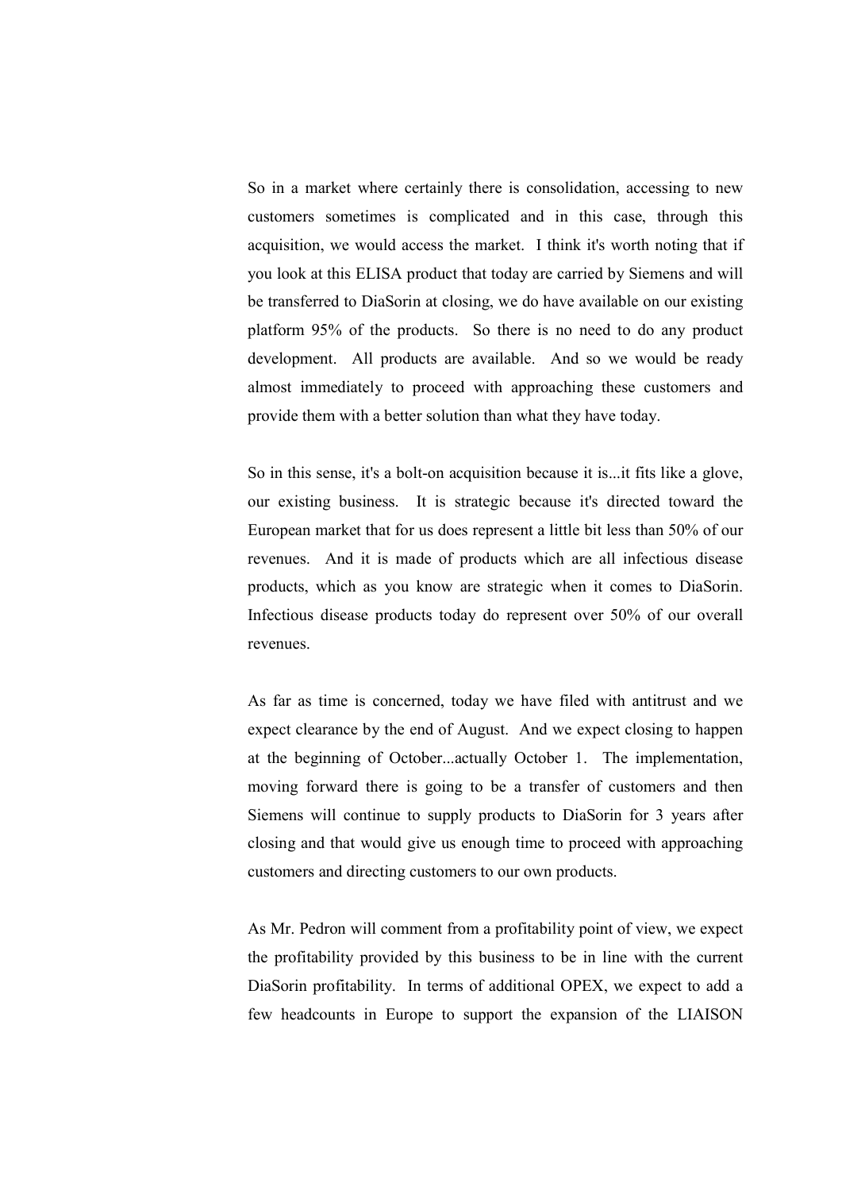So in a market where certainly there is consolidation, accessing to new customers sometimes is complicated and in this case, through this acquisition, we would access the market. I think it's worth noting that if you look at this ELISA product that today are carried by Siemens and will be transferred to DiaSorin at closing, we do have available on our existing platform 95% of the products. So there is no need to do any product development. All products are available. And so we would be ready almost immediately to proceed with approaching these customers and provide them with a better solution than what they have today.

So in this sense, it's a bolt-on acquisition because it is...it fits like a glove, our existing business. It is strategic because it's directed toward the European market that for us does represent a little bit less than 50% of our revenues. And it is made of products which are all infectious disease products, which as you know are strategic when it comes to DiaSorin. Infectious disease products today do represent over 50% of our overall revenues.

As far as time is concerned, today we have filed with antitrust and we expect clearance by the end of August. And we expect closing to happen at the beginning of October...actually October 1. The implementation, moving forward there is going to be a transfer of customers and then Siemens will continue to supply products to DiaSorin for 3 years after closing and that would give us enough time to proceed with approaching customers and directing customers to our own products.

As Mr. Pedron will comment from a profitability point of view, we expect the profitability provided by this business to be in line with the current DiaSorin profitability. In terms of additional OPEX, we expect to add a few headcounts in Europe to support the expansion of the LIAISON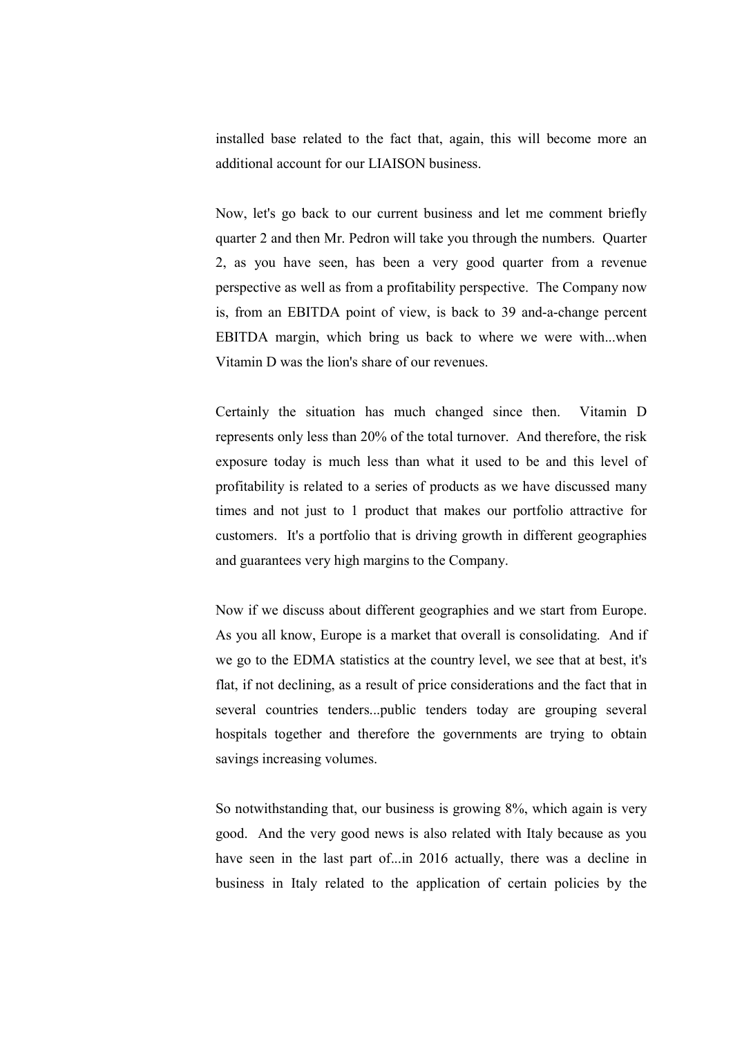installed base related to the fact that, again, this will become more an additional account for our LIAISON business.

Now, let's go back to our current business and let me comment briefly quarter 2 and then Mr. Pedron will take you through the numbers. Quarter 2, as you have seen, has been a very good quarter from a revenue perspective as well as from a profitability perspective. The Company now is, from an EBITDA point of view, is back to 39 and-a-change percent EBITDA margin, which bring us back to where we were with...when Vitamin D was the lion's share of our revenues.

Certainly the situation has much changed since then. Vitamin D represents only less than 20% of the total turnover. And therefore, the risk exposure today is much less than what it used to be and this level of profitability is related to a series of products as we have discussed many times and not just to 1 product that makes our portfolio attractive for customers. It's a portfolio that is driving growth in different geographies and guarantees very high margins to the Company.

Now if we discuss about different geographies and we start from Europe. As you all know, Europe is a market that overall is consolidating. And if we go to the EDMA statistics at the country level, we see that at best, it's flat, if not declining, as a result of price considerations and the fact that in several countries tenders...public tenders today are grouping several hospitals together and therefore the governments are trying to obtain savings increasing volumes.

So notwithstanding that, our business is growing 8%, which again is very good. And the very good news is also related with Italy because as you have seen in the last part of...in 2016 actually, there was a decline in business in Italy related to the application of certain policies by the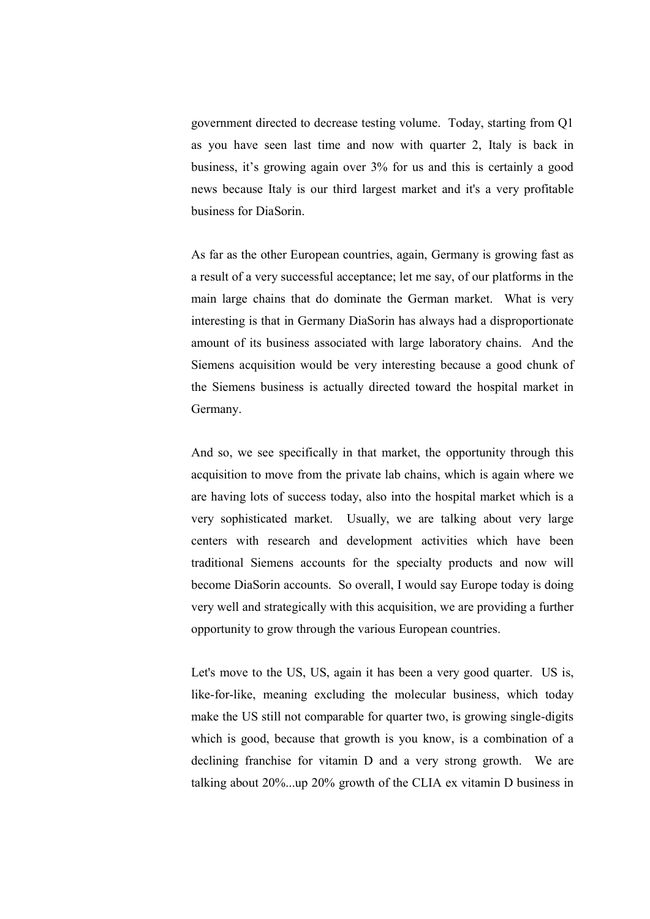government directed to decrease testing volume. Today, starting from Q1 as you have seen last time and now with quarter 2, Italy is back in business, it's growing again over 3% for us and this is certainly a good news because Italy is our third largest market and it's a very profitable business for DiaSorin.

As far as the other European countries, again, Germany is growing fast as a result of a very successful acceptance; let me say, of our platforms in the main large chains that do dominate the German market. What is very interesting is that in Germany DiaSorin has always had a disproportionate amount of its business associated with large laboratory chains. And the Siemens acquisition would be very interesting because a good chunk of the Siemens business is actually directed toward the hospital market in Germany.

And so, we see specifically in that market, the opportunity through this acquisition to move from the private lab chains, which is again where we are having lots of success today, also into the hospital market which is a very sophisticated market. Usually, we are talking about very large centers with research and development activities which have been traditional Siemens accounts for the specialty products and now will become DiaSorin accounts. So overall, I would say Europe today is doing very well and strategically with this acquisition, we are providing a further opportunity to grow through the various European countries.

Let's move to the US, US, again it has been a very good quarter. US is, like-for-like, meaning excluding the molecular business, which today make the US still not comparable for quarter two, is growing single-digits which is good, because that growth is you know, is a combination of a declining franchise for vitamin D and a very strong growth. We are talking about 20%...up 20% growth of the CLIA ex vitamin D business in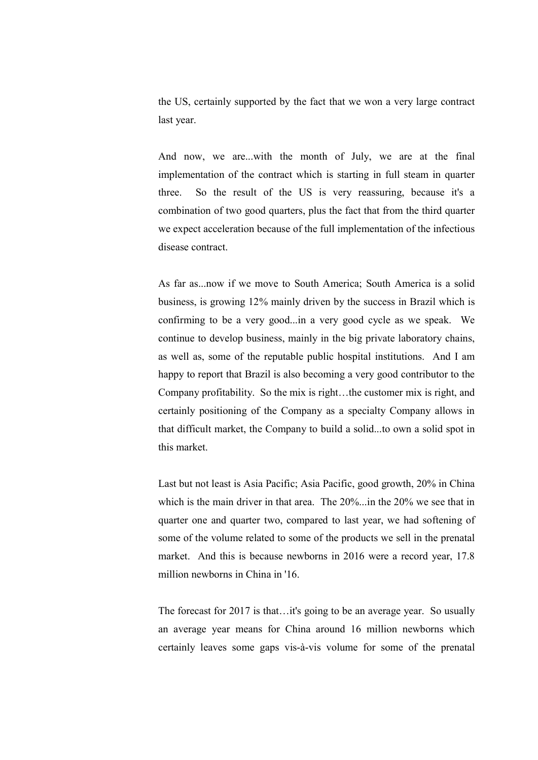the US, certainly supported by the fact that we won a very large contract last year.

And now, we are...with the month of July, we are at the final implementation of the contract which is starting in full steam in quarter three. So the result of the US is very reassuring, because it's a combination of two good quarters, plus the fact that from the third quarter we expect acceleration because of the full implementation of the infectious disease contract.

As far as...now if we move to South America; South America is a solid business, is growing 12% mainly driven by the success in Brazil which is confirming to be a very good...in a very good cycle as we speak. We continue to develop business, mainly in the big private laboratory chains, as well as, some of the reputable public hospital institutions. And I am happy to report that Brazil is also becoming a very good contributor to the Company profitability. So the mix is right…the customer mix is right, and certainly positioning of the Company as a specialty Company allows in that difficult market, the Company to build a solid...to own a solid spot in this market.

Last but not least is Asia Pacific; Asia Pacific, good growth, 20% in China which is the main driver in that area. The 20%...in the 20% we see that in quarter one and quarter two, compared to last year, we had softening of some of the volume related to some of the products we sell in the prenatal market. And this is because newborns in 2016 were a record year, 17.8 million newborns in China in '16.

The forecast for 2017 is that…it's going to be an average year. So usually an average year means for China around 16 million newborns which certainly leaves some gaps vis-à-vis volume for some of the prenatal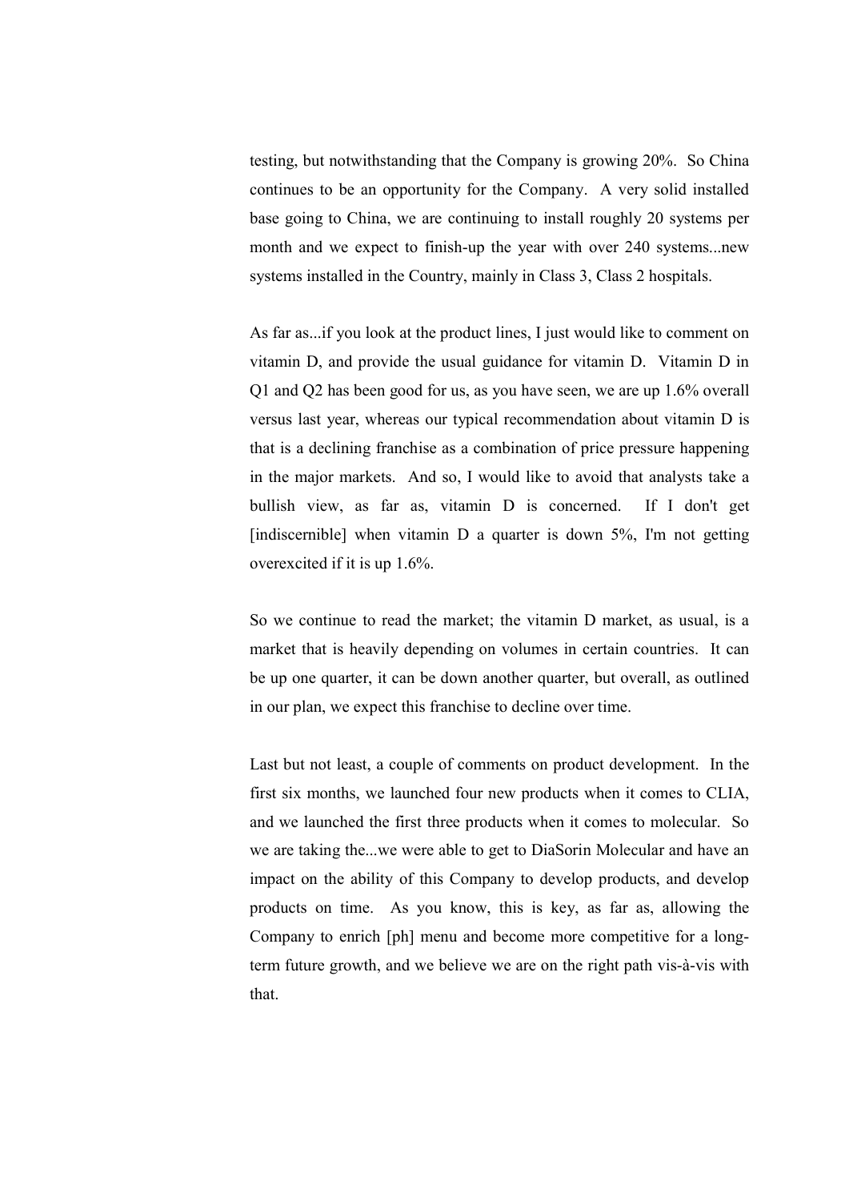testing, but notwithstanding that the Company is growing 20%. So China continues to be an opportunity for the Company. A very solid installed base going to China, we are continuing to install roughly 20 systems per month and we expect to finish-up the year with over 240 systems...new systems installed in the Country, mainly in Class 3, Class 2 hospitals.

As far as...if you look at the product lines, I just would like to comment on vitamin D, and provide the usual guidance for vitamin D. Vitamin D in Q1 and Q2 has been good for us, as you have seen, we are up 1.6% overall versus last year, whereas our typical recommendation about vitamin D is that is a declining franchise as a combination of price pressure happening in the major markets. And so, I would like to avoid that analysts take a bullish view, as far as, vitamin D is concerned. If I don't get [indiscernible] when vitamin D a quarter is down 5%, I'm not getting overexcited if it is up 1.6%.

So we continue to read the market; the vitamin D market, as usual, is a market that is heavily depending on volumes in certain countries. It can be up one quarter, it can be down another quarter, but overall, as outlined in our plan, we expect this franchise to decline over time.

Last but not least, a couple of comments on product development. In the first six months, we launched four new products when it comes to CLIA, and we launched the first three products when it comes to molecular. So we are taking the...we were able to get to DiaSorin Molecular and have an impact on the ability of this Company to develop products, and develop products on time. As you know, this is key, as far as, allowing the Company to enrich [ph] menu and become more competitive for a long-term future growth, and we believe we are on the right path vis-à-vis with that.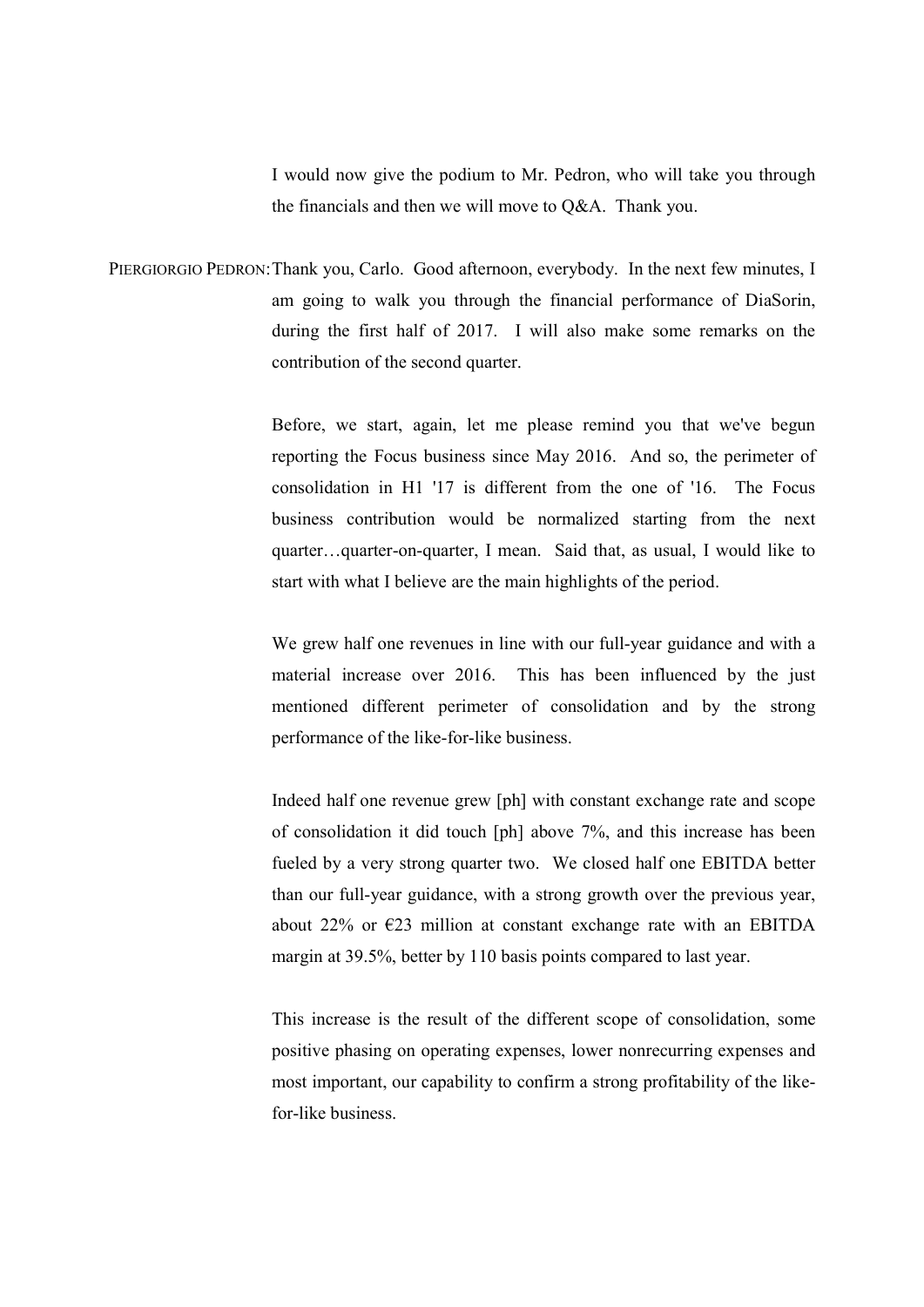I would now give the podium to Mr. Pedron, who will take you through the financials and then we will move to Q&A. Thank you.

PIERGIORGIO PEDRON: Thank you, Carlo. Good afternoon, everybody. In the next few minutes, I am going to walk you through the financial performance of DiaSorin, during the first half of 2017. I will also make some remarks on the contribution of the second quarter.

Before, we start, again, let me please remind you that we've begun reporting the Focus business since May 2016. And so, the perimeter of consolidation in H1 '17 is different from the one of '16. The Focus business contribution would be normalized starting from the next quarter…quarter-on-quarter, I mean. Said that, as usual, I would like to start with what I believe are the main highlights of the period.

We grew half one revenues in line with our full-year guidance and with a material increase over 2016. This has been influenced by the just mentioned different perimeter of consolidation and by the strong performance of the like-for-like business.

Indeed half one revenue grew [ph] with constant exchange rate and scope of consolidation it did touch [ph] above 7%, and this increase has been fueled by a very strong quarter two. We closed half one EBITDA better than our full-year guidance, with a strong growth over the previous year, about 22% or €23 million at constant exchange rate with an EBITDA margin at 39.5%, better by 110 basis points compared to last year.

This increase is the result of the different scope of consolidation, some positive phasing on operating expenses, lower nonrecurring expenses and most important, our capability to confirm a strong profitability of the like-for-like business.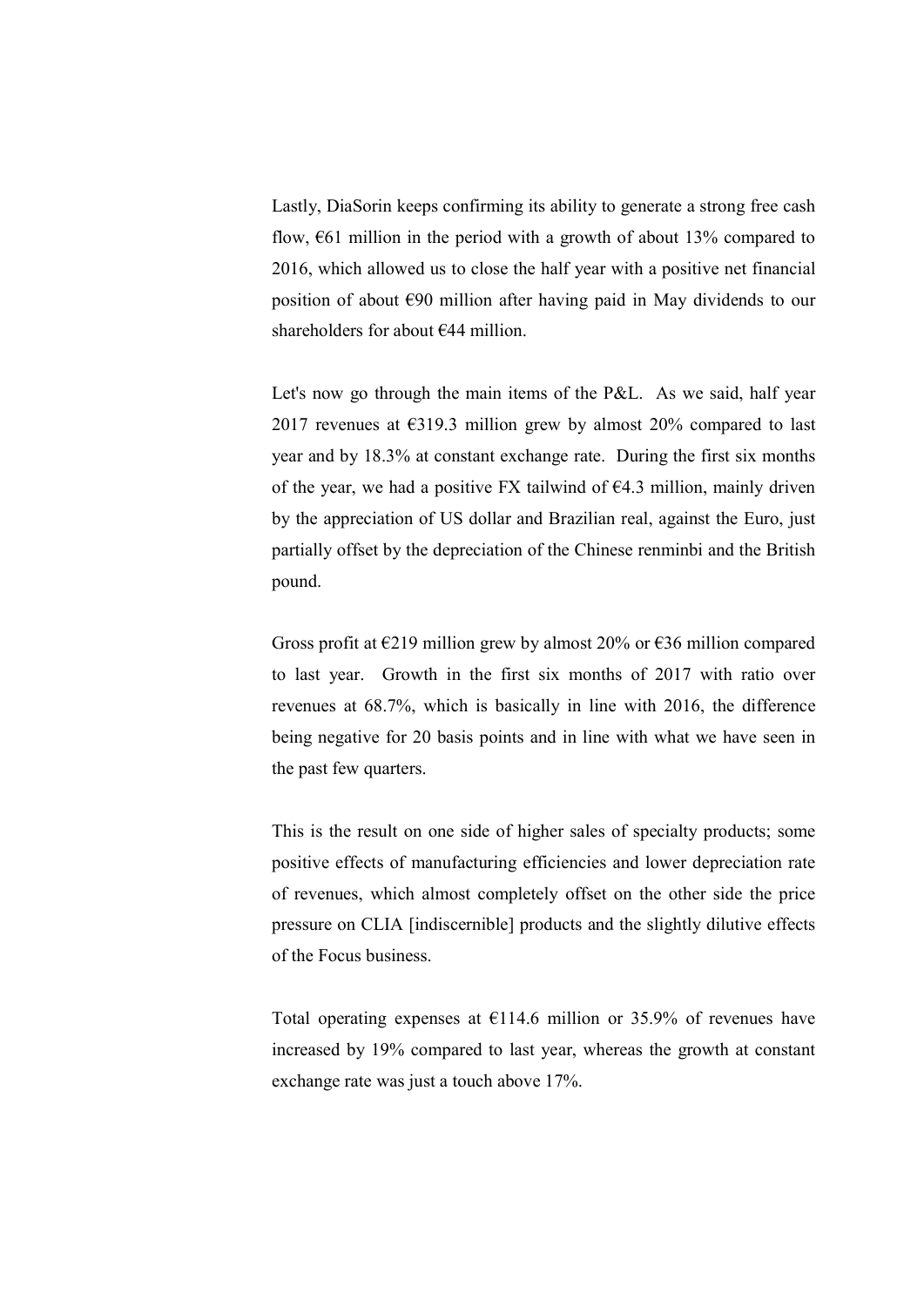Lastly, DiaSorin keeps confirming its ability to generate a strong free cash flow, €61 million in the period with a growth of about 13% compared to 2016, which allowed us to close the half year with a positive net financial position of about €90 million after having paid in May dividends to our shareholders for about €44 million.

Let's now go through the main items of the P&L. As we said, half year 2017 revenues at €319.3 million grew by almost 20% compared to last year and by 18.3% at constant exchange rate. During the first six months of the year, we had a positive FX tailwind of €4.3 million, mainly driven by the appreciation of US dollar and Brazilian real, against the Euro, just partially offset by the depreciation of the Chinese renminbi and the British pound.

Gross profit at €219 million grew by almost 20% or €36 million compared to last year. Growth in the first six months of 2017 with ratio over revenues at 68.7%, which is basically in line with 2016, the difference being negative for 20 basis points and in line with what we have seen in the past few quarters.

This is the result on one side of higher sales of specialty products; some positive effects of manufacturing efficiencies and lower depreciation rate of revenues, which almost completely offset on the other side the price pressure on CLIA [indiscernible] products and the slightly dilutive effects of the Focus business.

Total operating expenses at €114.6 million or 35.9% of revenues have increased by 19% compared to last year, whereas the growth at constant exchange rate was just a touch above 17%.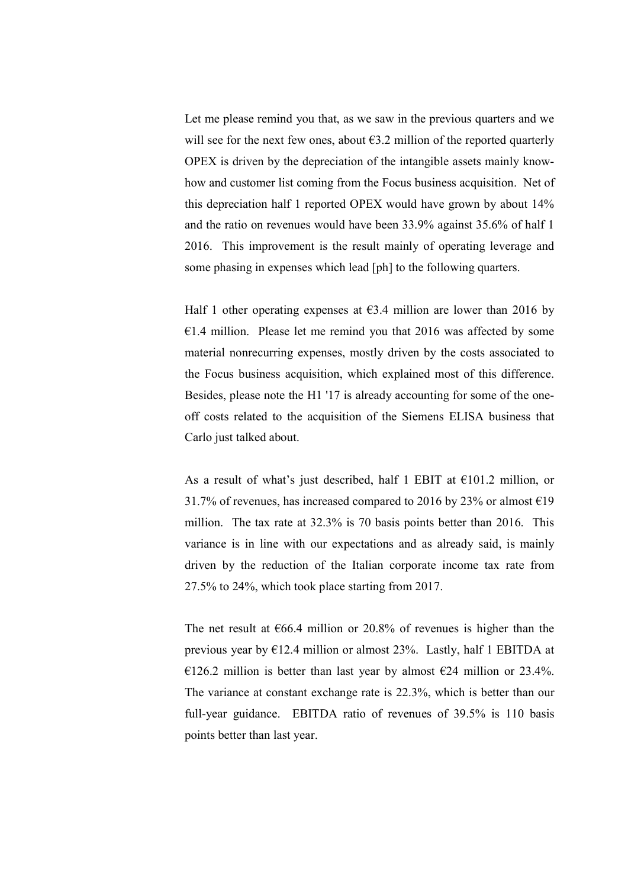Let me please remind you that, as we saw in the previous quarters and we will see for the next few ones, about €3.2 million of the reported quarterly OPEX is driven by the depreciation of the intangible assets mainly know-how and customer list coming from the Focus business acquisition. Net of this depreciation half 1 reported OPEX would have grown by about 14% and the ratio on revenues would have been 33.9% against 35.6% of half 1 2016. This improvement is the result mainly of operating leverage and some phasing in expenses which lead [ph] to the following quarters.

Half 1 other operating expenses at €3.4 million are lower than 2016 by €1.4 million. Please let me remind you that 2016 was affected by some material nonrecurring expenses, mostly driven by the costs associated to the Focus business acquisition, which explained most of this difference. Besides, please note the H1 '17 is already accounting for some of the one-off costs related to the acquisition of the Siemens ELISA business that Carlo just talked about.

As a result of what's just described, half 1 EBIT at €101.2 million, or 31.7% of revenues, has increased compared to 2016 by 23% or almost €19 million. The tax rate at 32.3% is 70 basis points better than 2016. This variance is in line with our expectations and as already said, is mainly driven by the reduction of the Italian corporate income tax rate from 27.5% to 24%, which took place starting from 2017.

The net result at €66.4 million or 20.8% of revenues is higher than the previous year by €12.4 million or almost 23%. Lastly, half 1 EBITDA at €126.2 million is better than last year by almost €24 million or 23.4%. The variance at constant exchange rate is 22.3%, which is better than our full-year guidance. EBITDA ratio of revenues of 39.5% is 110 basis points better than last year.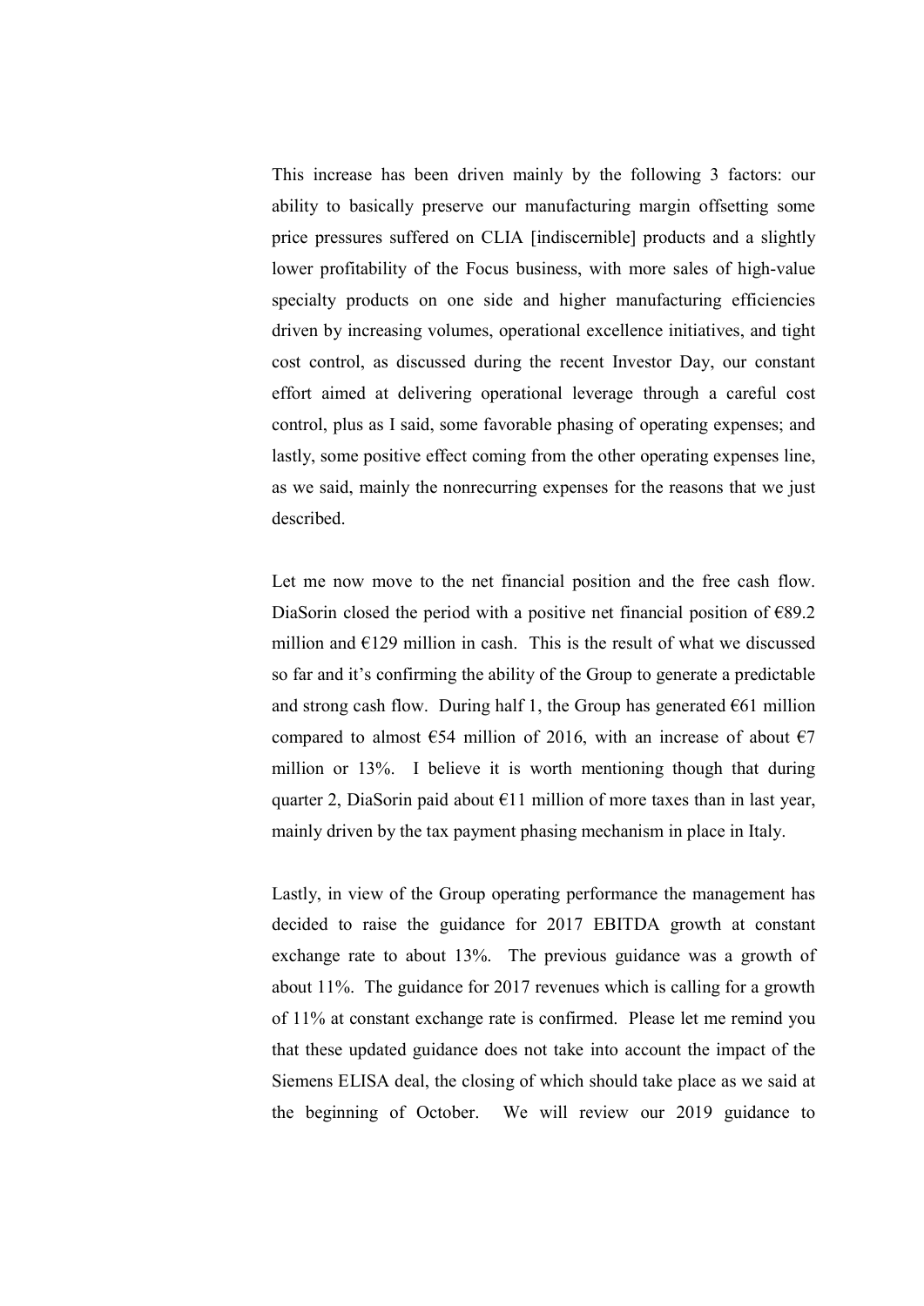This increase has been driven mainly by the following 3 factors: our ability to basically preserve our manufacturing margin offsetting some price pressures suffered on CLIA [indiscernible] products and a slightly lower profitability of the Focus business, with more sales of high-value specialty products on one side and higher manufacturing efficiencies driven by increasing volumes, operational excellence initiatives, and tight cost control, as discussed during the recent Investor Day, our constant effort aimed at delivering operational leverage through a careful cost control, plus as I said, some favorable phasing of operating expenses; and lastly, some positive effect coming from the other operating expenses line, as we said, mainly the nonrecurring expenses for the reasons that we just described.

Let me now move to the net financial position and the free cash flow. DiaSorin closed the period with a positive net financial position of €89.2 million and €129 million in cash. This is the result of what we discussed so far and it's confirming the ability of the Group to generate a predictable and strong cash flow. During half 1, the Group has generated €61 million compared to almost €54 million of 2016, with an increase of about €7 million or 13%. I believe it is worth mentioning though that during quarter 2, DiaSorin paid about €11 million of more taxes than in last year, mainly driven by the tax payment phasing mechanism in place in Italy.

Lastly, in view of the Group operating performance the management has decided to raise the guidance for 2017 EBITDA growth at constant exchange rate to about 13%. The previous guidance was a growth of about 11%. The guidance for 2017 revenues which is calling for a growth of 11% at constant exchange rate is confirmed. Please let me remind you that these updated guidance does not take into account the impact of the Siemens ELISA deal, the closing of which should take place as we said at the beginning of October. We will review our 2019 guidance to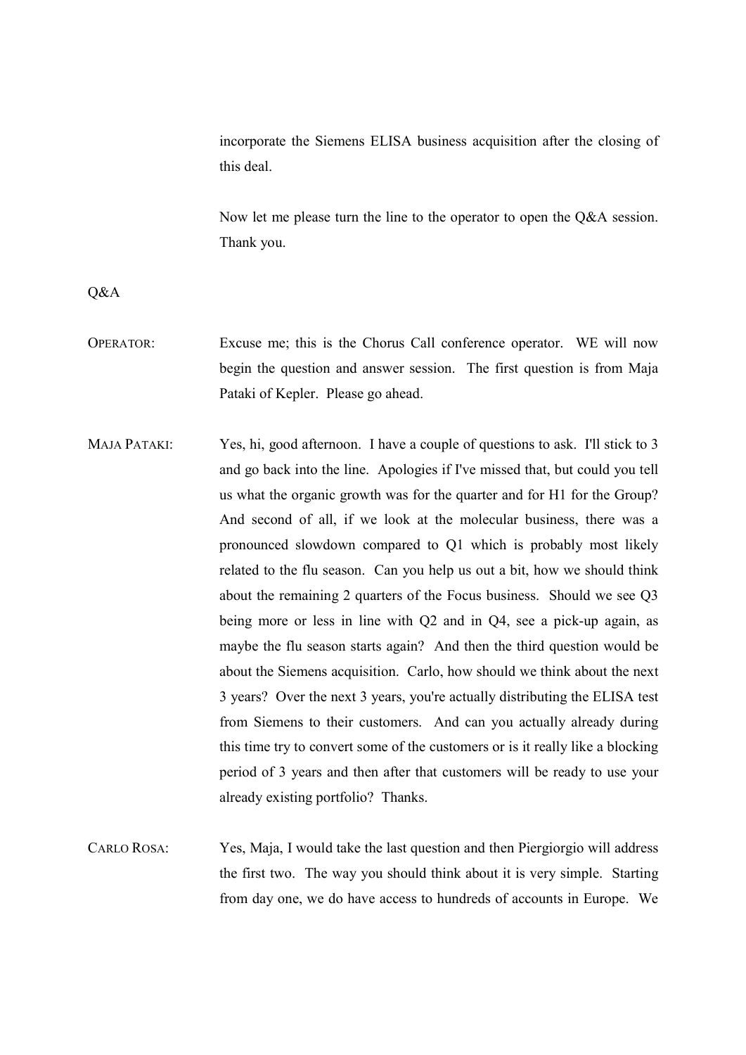incorporate the Siemens ELISA business acquisition after the closing of this deal.

Now let me please turn the line to the operator to open the Q&A session. Thank you.

Q&A

OPERATOR: Excuse me; this is the Chorus Call conference operator. WE will now begin the question and answer session. The first question is from Maja Pataki of Kepler. Please go ahead.

MAJA PATAKI: Yes, hi, good afternoon. I have a couple of questions to ask. I'll stick to 3 and go back into the line. Apologies if I've missed that, but could you tell us what the organic growth was for the quarter and for H1 for the Group? And second of all, if we look at the molecular business, there was a pronounced slowdown compared to Q1 which is probably most likely related to the flu season. Can you help us out a bit, how we should think about the remaining 2 quarters of the Focus business. Should we see Q3 being more or less in line with Q2 and in Q4, see a pick-up again, as maybe the flu season starts again? And then the third question would be about the Siemens acquisition. Carlo, how should we think about the next 3 years? Over the next 3 years, you're actually distributing the ELISA test from Siemens to their customers. And can you actually already during this time try to convert some of the customers or is it really like a blocking period of 3 years and then after that customers will be ready to use your already existing portfolio? Thanks.

CARLO ROSA: Yes, Maja, I would take the last question and then Piergiorgio will address the first two. The way you should think about it is very simple. Starting from day one, we do have access to hundreds of accounts in Europe. We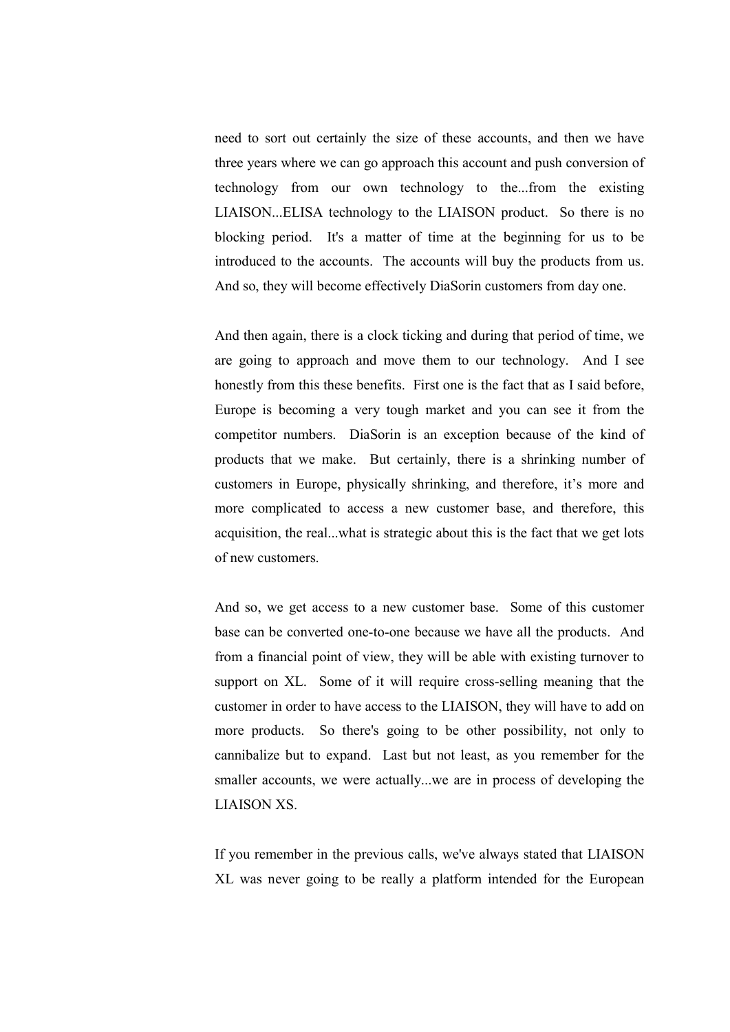need to sort out certainly the size of these accounts, and then we have three years where we can go approach this account and push conversion of technology from our own technology to the...from the existing LIAISON...ELISA technology to the LIAISON product. So there is no blocking period. It's a matter of time at the beginning for us to be introduced to the accounts. The accounts will buy the products from us. And so, they will become effectively DiaSorin customers from day one.

And then again, there is a clock ticking and during that period of time, we are going to approach and move them to our technology. And I see honestly from this these benefits. First one is the fact that as I said before, Europe is becoming a very tough market and you can see it from the competitor numbers. DiaSorin is an exception because of the kind of products that we make. But certainly, there is a shrinking number of customers in Europe, physically shrinking, and therefore, it's more and more complicated to access a new customer base, and therefore, this acquisition, the real...what is strategic about this is the fact that we get lots of new customers.

And so, we get access to a new customer base. Some of this customer base can be converted one-to-one because we have all the products. And from a financial point of view, they will be able with existing turnover to support on XL. Some of it will require cross-selling meaning that the customer in order to have access to the LIAISON, they will have to add on more products. So there's going to be other possibility, not only to cannibalize but to expand. Last but not least, as you remember for the smaller accounts, we were actually...we are in process of developing the LIAISON XS.

If you remember in the previous calls, we've always stated that LIAISON XL was never going to be really a platform intended for the European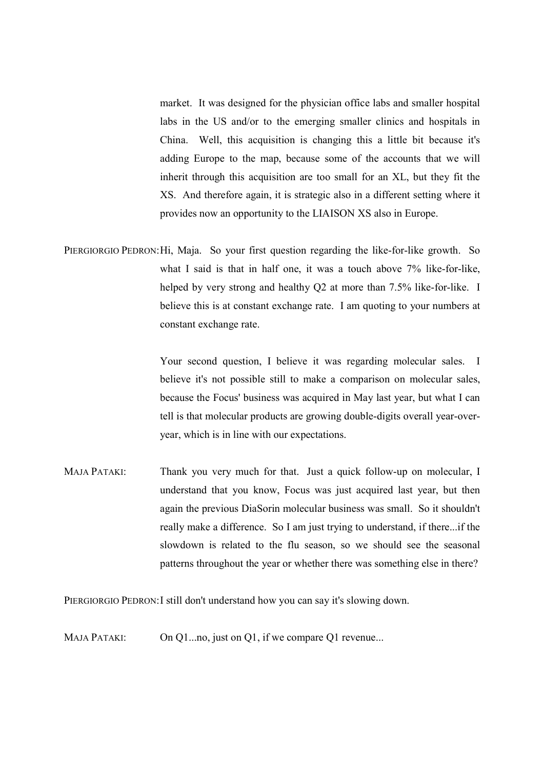market. It was designed for the physician office labs and smaller hospital labs in the US and/or to the emerging smaller clinics and hospitals in China. Well, this acquisition is changing this a little bit because it's adding Europe to the map, because some of the accounts that we will inherit through this acquisition are too small for an XL, but they fit the XS. And therefore again, it is strategic also in a different setting where it provides now an opportunity to the LIAISON XS also in Europe.

PIERGIORGIO PEDRON: Hi, Maja. So your first question regarding the like-for-like growth. So what I said is that in half one, it was a touch above 7% like-for-like, helped by very strong and healthy Q2 at more than 7.5% like-for-like. I believe this is at constant exchange rate. I am quoting to your numbers at constant exchange rate.

Your second question, I believe it was regarding molecular sales. I believe it's not possible still to make a comparison on molecular sales, because the Focus' business was acquired in May last year, but what I can tell is that molecular products are growing double-digits overall year-over-year, which is in line with our expectations.

MAJA PATAKI: Thank you very much for that. Just a quick follow-up on molecular, I understand that you know, Focus was just acquired last year, but then again the previous DiaSorin molecular business was small. So it shouldn't really make a difference. So I am just trying to understand, if there...if the slowdown is related to the flu season, so we should see the seasonal patterns throughout the year or whether there was something else in there?

PIERGIORGIO PEDRON: I still don't understand how you can say it's slowing down.

MAJA PATAKI: On Q1...no, just on Q1, if we compare Q1 revenue...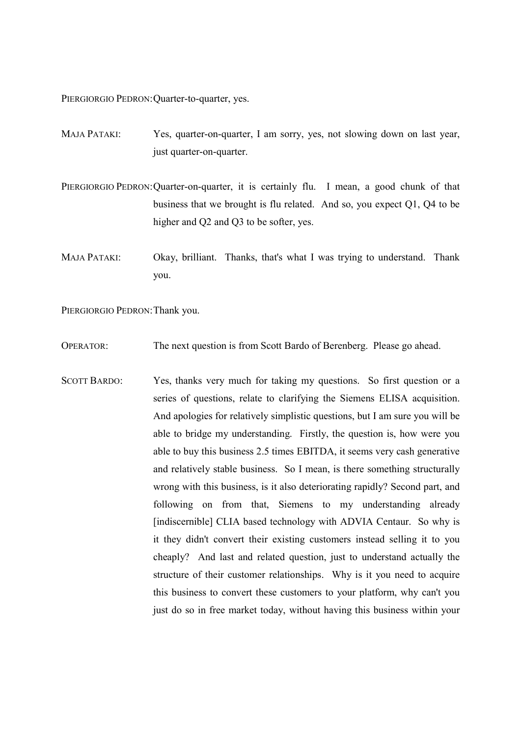PIERGIORGIO PEDRON: Quarter-to-quarter, yes.

MAJA PATAKI: Yes, quarter-on-quarter, I am sorry, yes, not slowing down on last year, just quarter-on-quarter.

PIERGIORGIO PEDRON: Quarter-on-quarter, it is certainly flu. I mean, a good chunk of that business that we brought is flu related. And so, you expect Q1, Q4 to be higher and Q2 and Q3 to be softer, yes.

MAJA PATAKI: Okay, brilliant. Thanks, that's what I was trying to understand. Thank you.

PIERGIORGIO PEDRON: Thank you.

OPERATOR: The next question is from Scott Bardo of Berenberg. Please go ahead.

SCOTT BARDO: Yes, thanks very much for taking my questions. So first question or a series of questions, relate to clarifying the Siemens ELISA acquisition. And apologies for relatively simplistic questions, but I am sure you will be able to bridge my understanding. Firstly, the question is, how were you able to buy this business 2.5 times EBITDA, it seems very cash generative and relatively stable business. So I mean, is there something structurally wrong with this business, is it also deteriorating rapidly? Second part, and following on from that, Siemens to my understanding already [indiscernible] CLIA based technology with ADVIA Centaur. So why is it they didn't convert their existing customers instead selling it to you cheaply? And last and related question, just to understand actually the structure of their customer relationships. Why is it you need to acquire this business to convert these customers to your platform, why can't you just do so in free market today, without having this business within your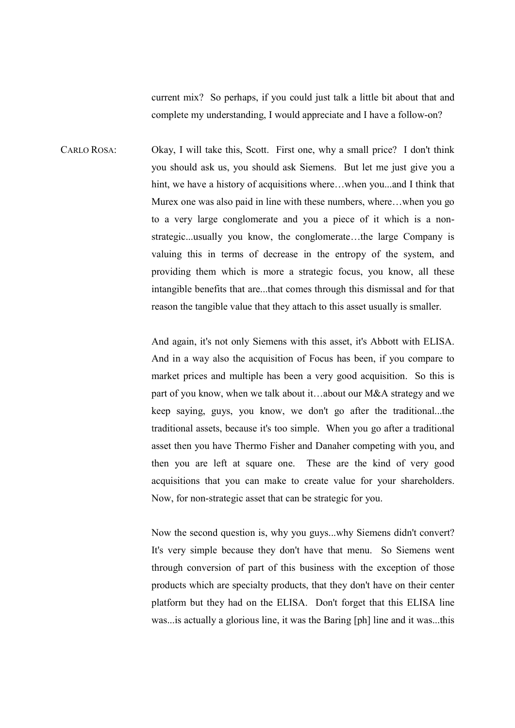current mix? So perhaps, if you could just talk a little bit about that and complete my understanding, I would appreciate and I have a follow-on?

CARLO ROSA: Okay, I will take this, Scott. First one, why a small price? I don't think you should ask us, you should ask Siemens. But let me just give you a hint, we have a history of acquisitions where…when you...and I think that Murex one was also paid in line with these numbers, where…when you go to a very large conglomerate and you a piece of it which is a non-strategic...usually you know, the conglomerate…the large Company is valuing this in terms of decrease in the entropy of the system, and providing them which is more a strategic focus, you know, all these intangible benefits that are...that comes through this dismissal and for that reason the tangible value that they attach to this asset usually is smaller.

And again, it's not only Siemens with this asset, it's Abbott with ELISA. And in a way also the acquisition of Focus has been, if you compare to market prices and multiple has been a very good acquisition. So this is part of you know, when we talk about it…about our M&A strategy and we keep saying, guys, you know, we don't go after the traditional...the traditional assets, because it's too simple. When you go after a traditional asset then you have Thermo Fisher and Danaher competing with you, and then you are left at square one. These are the kind of very good acquisitions that you can make to create value for your shareholders. Now, for non-strategic asset that can be strategic for you.

Now the second question is, why you guys...why Siemens didn't convert? It's very simple because they don't have that menu. So Siemens went through conversion of part of this business with the exception of those products which are specialty products, that they don't have on their center platform but they had on the ELISA. Don't forget that this ELISA line was...is actually a glorious line, it was the Baring [ph] line and it was...this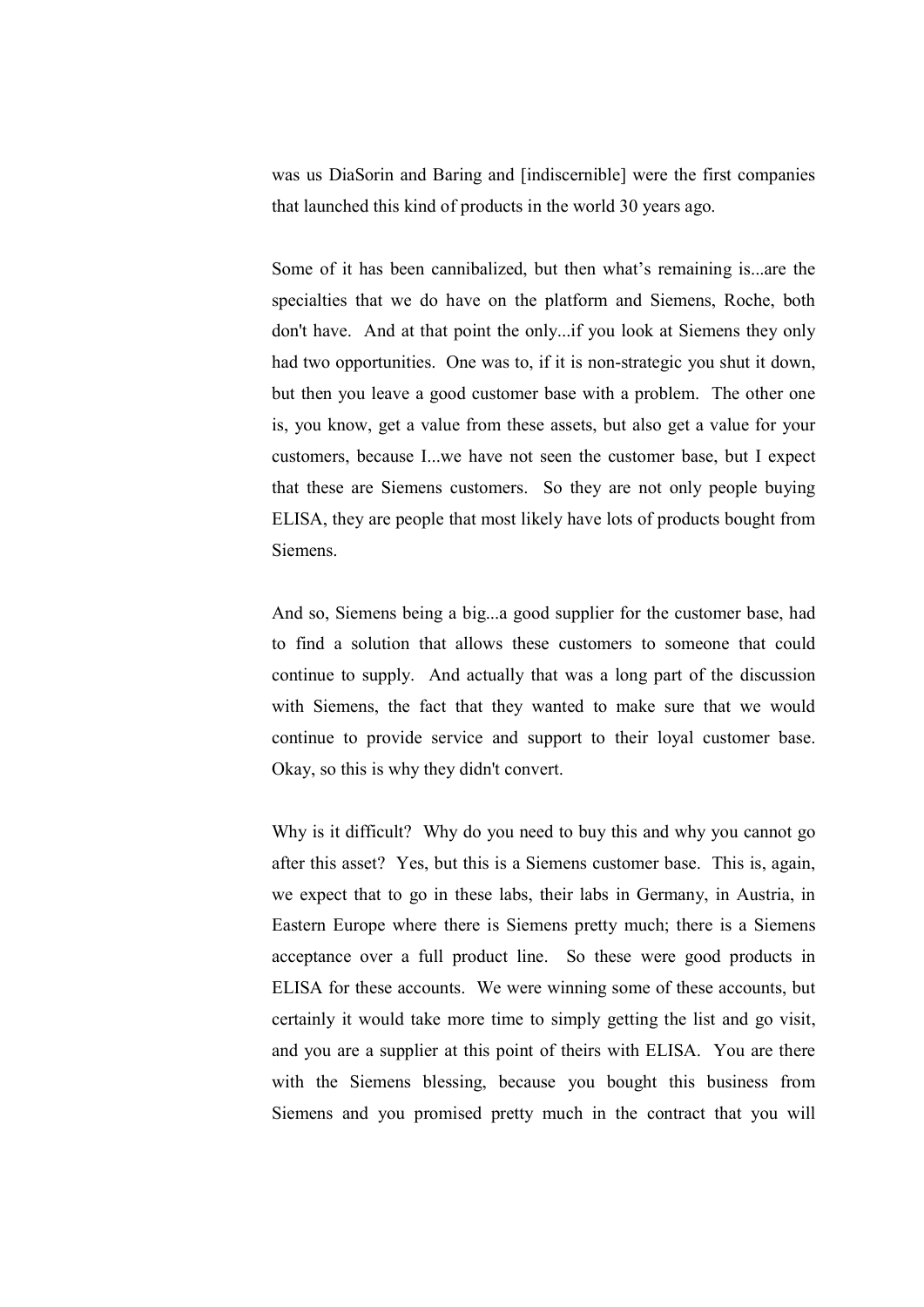was us DiaSorin and Baring and [indiscernible] were the first companies that launched this kind of products in the world 30 years ago.

Some of it has been cannibalized, but then what's remaining is...are the specialties that we do have on the platform and Siemens, Roche, both don't have. And at that point the only...if you look at Siemens they only had two opportunities. One was to, if it is non-strategic you shut it down, but then you leave a good customer base with a problem. The other one is, you know, get a value from these assets, but also get a value for your customers, because I...we have not seen the customer base, but I expect that these are Siemens customers. So they are not only people buying ELISA, they are people that most likely have lots of products bought from Siemens.

And so, Siemens being a big...a good supplier for the customer base, had to find a solution that allows these customers to someone that could continue to supply. And actually that was a long part of the discussion with Siemens, the fact that they wanted to make sure that we would continue to provide service and support to their loyal customer base. Okay, so this is why they didn't convert.

Why is it difficult? Why do you need to buy this and why you cannot go after this asset? Yes, but this is a Siemens customer base. This is, again, we expect that to go in these labs, their labs in Germany, in Austria, in Eastern Europe where there is Siemens pretty much; there is a Siemens acceptance over a full product line. So these were good products in ELISA for these accounts. We were winning some of these accounts, but certainly it would take more time to simply getting the list and go visit, and you are a supplier at this point of theirs with ELISA. You are there with the Siemens blessing, because you bought this business from Siemens and you promised pretty much in the contract that you will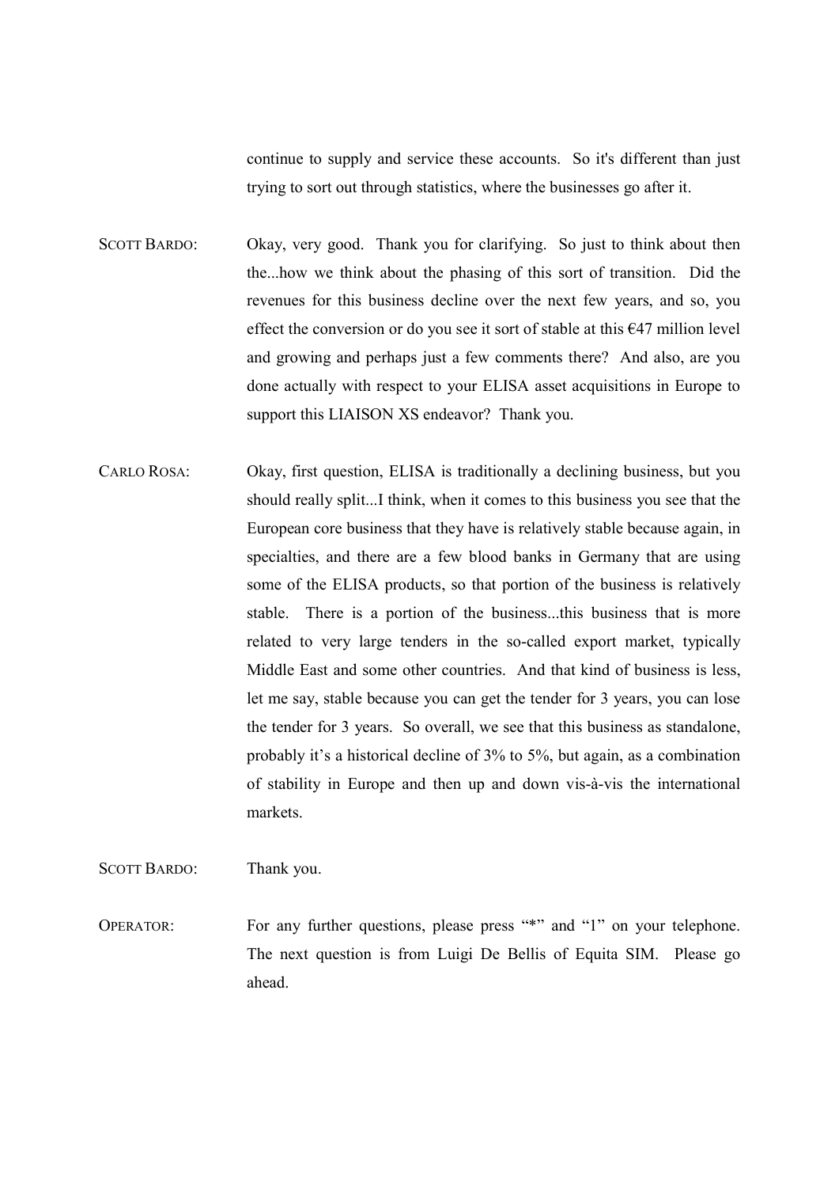continue to supply and service these accounts. So it's different than just trying to sort out through statistics, where the businesses go after it.

SCOTT BARDO: Okay, very good. Thank you for clarifying. So just to think about then the...how we think about the phasing of this sort of transition. Did the revenues for this business decline over the next few years, and so, you effect the conversion or do you see it sort of stable at this €47 million level and growing and perhaps just a few comments there? And also, are you done actually with respect to your ELISA asset acquisitions in Europe to support this LIAISON XS endeavor? Thank you.

CARLO ROSA: Okay, first question, ELISA is traditionally a declining business, but you should really split...I think, when it comes to this business you see that the European core business that they have is relatively stable because again, in specialties, and there are a few blood banks in Germany that are using some of the ELISA products, so that portion of the business is relatively stable. There is a portion of the business...this business that is more related to very large tenders in the so-called export market, typically Middle East and some other countries. And that kind of business is less, let me say, stable because you can get the tender for 3 years, you can lose the tender for 3 years. So overall, we see that this business as standalone, probably it's a historical decline of 3% to 5%, but again, as a combination of stability in Europe and then up and down vis-à-vis the international markets.

SCOTT BARDO: Thank you.

OPERATOR: For any further questions, please press "*" and "1" on your telephone. The next question is from Luigi De Bellis of Equita SIM. Please go ahead.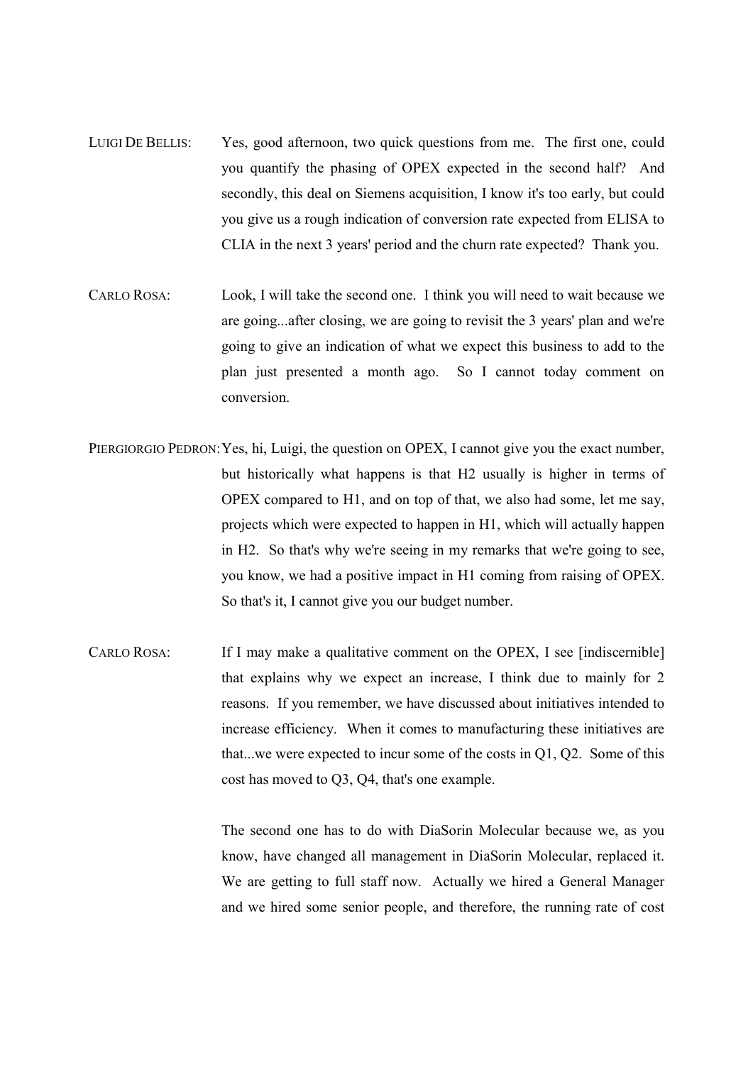LUIGI DE BELLIS: Yes, good afternoon, two quick questions from me. The first one, could you quantify the phasing of OPEX expected in the second half? And secondly, this deal on Siemens acquisition, I know it's too early, but could you give us a rough indication of conversion rate expected from ELISA to CLIA in the next 3 years' period and the churn rate expected? Thank you.

CARLO ROSA: Look, I will take the second one. I think you will need to wait because we are going...after closing, we are going to revisit the 3 years' plan and we're going to give an indication of what we expect this business to add to the plan just presented a month ago. So I cannot today comment on conversion.

PIERGIORGIO PEDRON: Yes, hi, Luigi, the question on OPEX, I cannot give you the exact number, but historically what happens is that H2 usually is higher in terms of OPEX compared to H1, and on top of that, we also had some, let me say, projects which were expected to happen in H1, which will actually happen in H2. So that's why we're seeing in my remarks that we're going to see, you know, we had a positive impact in H1 coming from raising of OPEX. So that's it, I cannot give you our budget number.

CARLO ROSA: If I may make a qualitative comment on the OPEX, I see [indiscernible] that explains why we expect an increase, I think due to mainly for 2 reasons. If you remember, we have discussed about initiatives intended to increase efficiency. When it comes to manufacturing these initiatives are that...we were expected to incur some of the costs in Q1, Q2. Some of this cost has moved to Q3, Q4, that's one example.

The second one has to do with DiaSorin Molecular because we, as you know, have changed all management in DiaSorin Molecular, replaced it. We are getting to full staff now. Actually we hired a General Manager and we hired some senior people, and therefore, the running rate of cost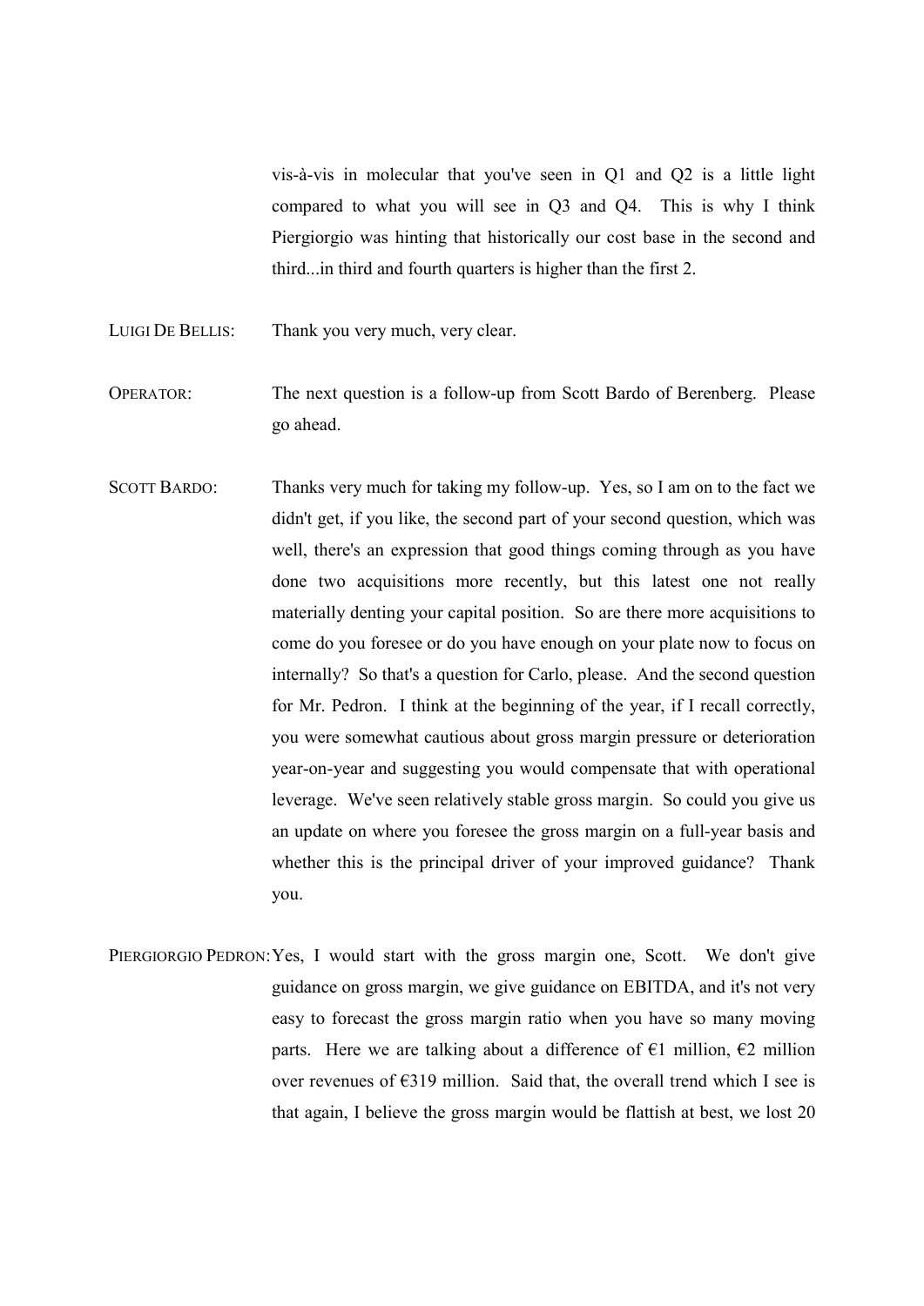vis-à-vis in molecular that you've seen in Q1 and Q2 is a little light compared to what you will see in Q3 and Q4. This is why I think Piergiorgio was hinting that historically our cost base in the second and third...in third and fourth quarters is higher than the first 2.

LUIGI DE BELLIS: Thank you very much, very clear.

OPERATOR: The next question is a follow-up from Scott Bardo of Berenberg. Please go ahead.

SCOTT BARDO: Thanks very much for taking my follow-up. Yes, so I am on to the fact we didn't get, if you like, the second part of your second question, which was well, there's an expression that good things coming through as you have done two acquisitions more recently, but this latest one not really materially denting your capital position. So are there more acquisitions to come do you foresee or do you have enough on your plate now to focus on internally? So that's a question for Carlo, please. And the second question for Mr. Pedron. I think at the beginning of the year, if I recall correctly, you were somewhat cautious about gross margin pressure or deterioration year-on-year and suggesting you would compensate that with operational leverage. We've seen relatively stable gross margin. So could you give us an update on where you foresee the gross margin on a full-year basis and whether this is the principal driver of your improved guidance? Thank you.

PIERGIORGIO PEDRON: Yes, I would start with the gross margin one, Scott. We don't give guidance on gross margin, we give guidance on EBITDA, and it's not very easy to forecast the gross margin ratio when you have so many moving parts. Here we are talking about a difference of €1 million, €2 million over revenues of €319 million. Said that, the overall trend which I see is that again, I believe the gross margin would be flattish at best, we lost 20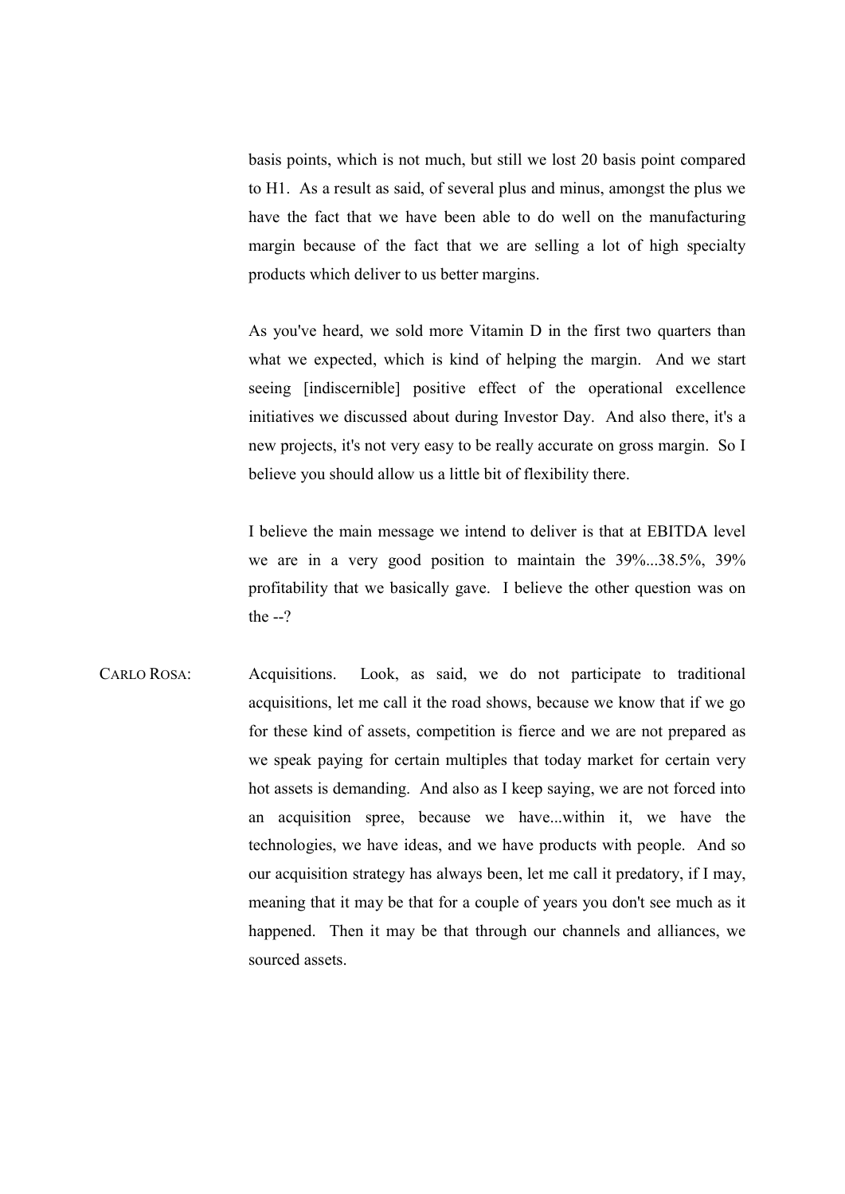basis points, which is not much, but still we lost 20 basis point compared to H1. As a result as said, of several plus and minus, amongst the plus we have the fact that we have been able to do well on the manufacturing margin because of the fact that we are selling a lot of high specialty products which deliver to us better margins.

As you've heard, we sold more Vitamin D in the first two quarters than what we expected, which is kind of helping the margin. And we start seeing [indiscernible] positive effect of the operational excellence initiatives we discussed about during Investor Day. And also there, it's a new projects, it's not very easy to be really accurate on gross margin. So I believe you should allow us a little bit of flexibility there.

I believe the main message we intend to deliver is that at EBITDA level we are in a very good position to maintain the 39%...38.5%, 39% profitability that we basically gave. I believe the other question was on the --?

CARLO ROSA: Acquisitions. Look, as said, we do not participate to traditional acquisitions, let me call it the road shows, because we know that if we go for these kind of assets, competition is fierce and we are not prepared as we speak paying for certain multiples that today market for certain very hot assets is demanding. And also as I keep saying, we are not forced into an acquisition spree, because we have...within it, we have the technologies, we have ideas, and we have products with people. And so our acquisition strategy has always been, let me call it predatory, if I may, meaning that it may be that for a couple of years you don't see much as it happened. Then it may be that through our channels and alliances, we sourced assets.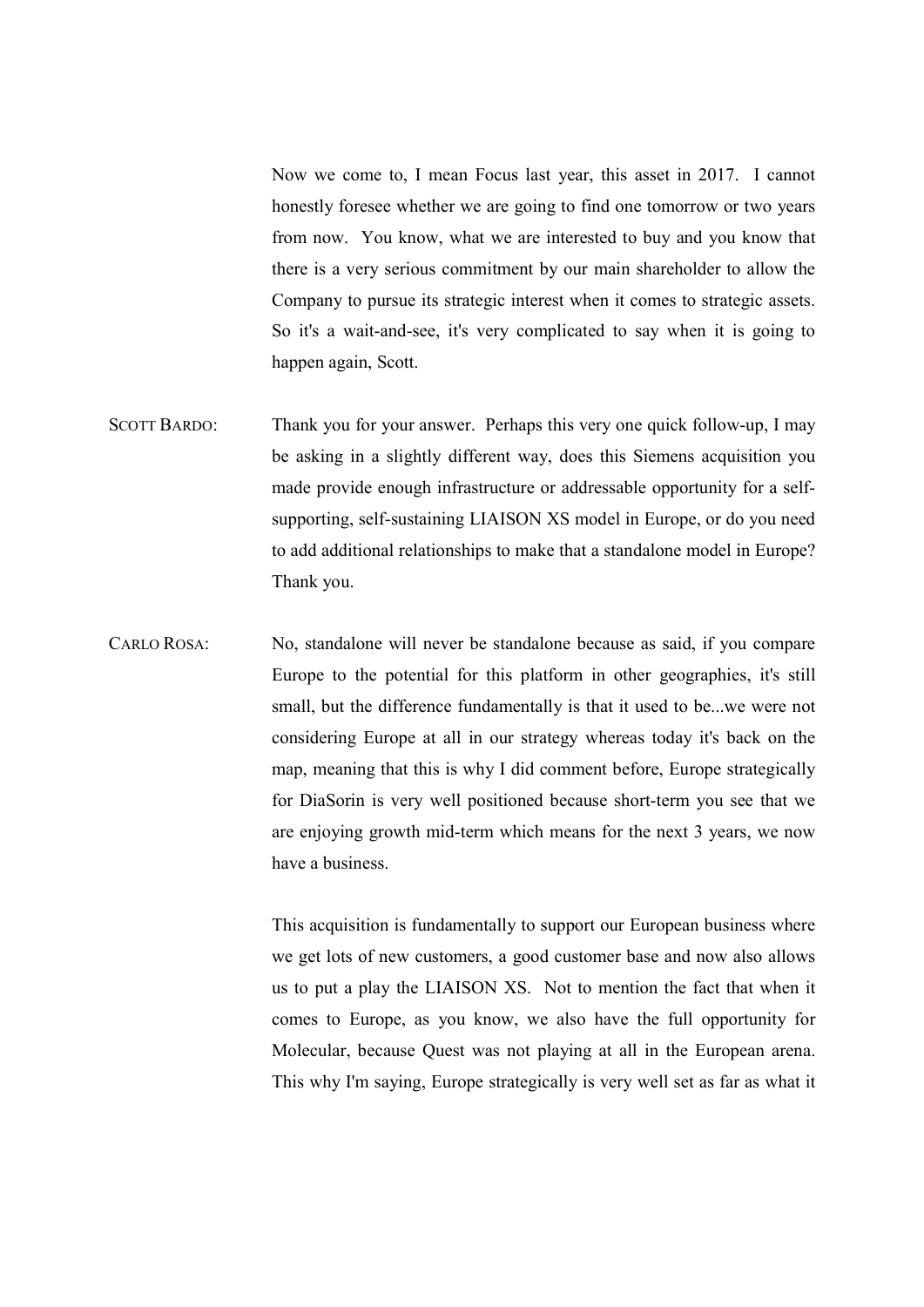Now we come to, I mean Focus last year, this asset in 2017. I cannot honestly foresee whether we are going to find one tomorrow or two years from now. You know, what we are interested to buy and you know that there is a very serious commitment by our main shareholder to allow the Company to pursue its strategic interest when it comes to strategic assets. So it's a wait-and-see, it's very complicated to say when it is going to happen again, Scott.

SCOTT BARDO: Thank you for your answer. Perhaps this very one quick follow-up, I may be asking in a slightly different way, does this Siemens acquisition you made provide enough infrastructure or addressable opportunity for a self-supporting, self-sustaining LIAISON XS model in Europe, or do you need to add additional relationships to make that a standalone model in Europe? Thank you.

CARLO ROSA: No, standalone will never be standalone because as said, if you compare Europe to the potential for this platform in other geographies, it's still small, but the difference fundamentally is that it used to be...we were not considering Europe at all in our strategy whereas today it's back on the map, meaning that this is why I did comment before, Europe strategically for DiaSorin is very well positioned because short-term you see that we are enjoying growth mid-term which means for the next 3 years, we now have a business.

This acquisition is fundamentally to support our European business where we get lots of new customers, a good customer base and now also allows us to put a play the LIAISON XS. Not to mention the fact that when it comes to Europe, as you know, we also have the full opportunity for Molecular, because Quest was not playing at all in the European arena. This why I'm saying, Europe strategically is very well set as far as what it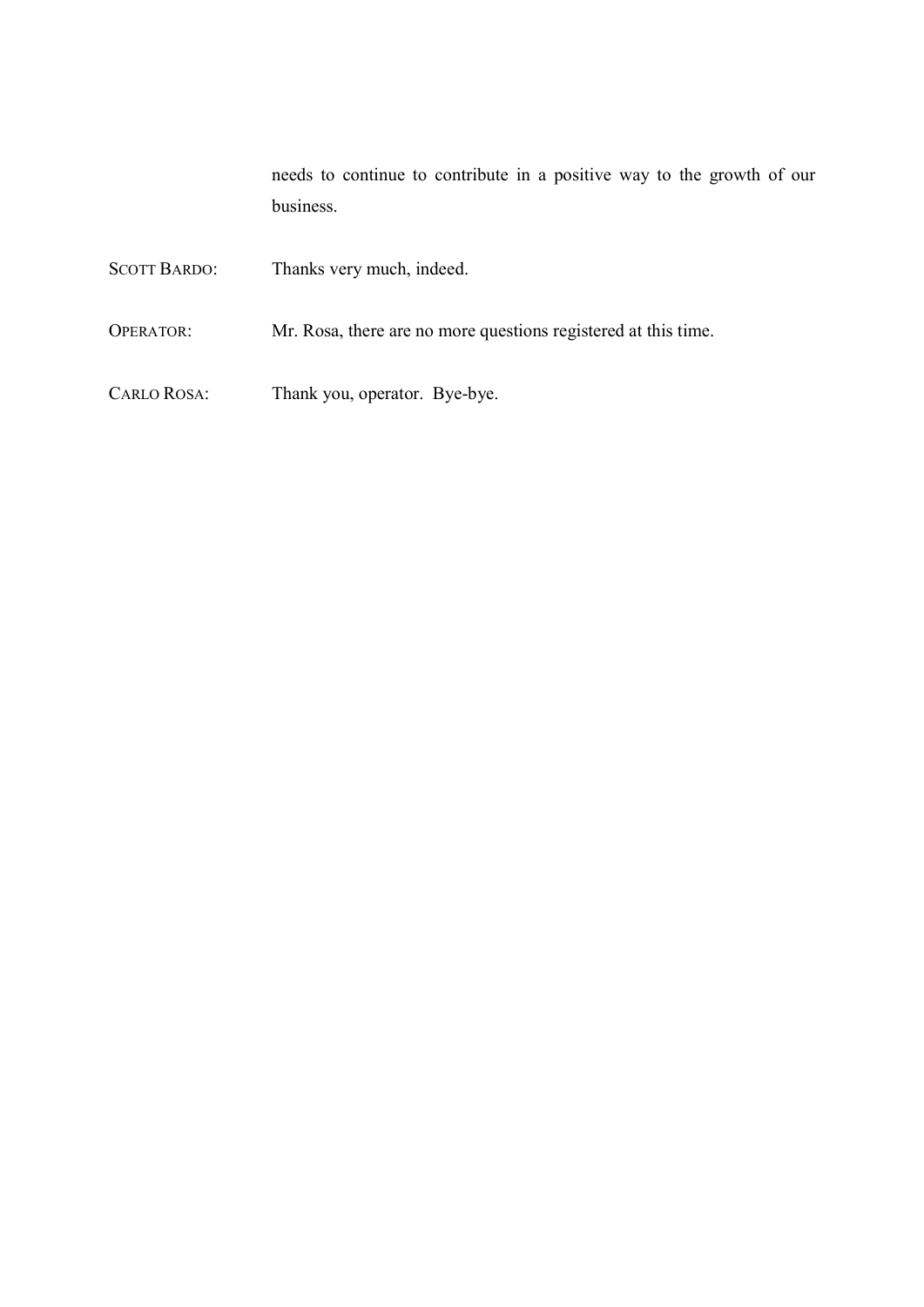needs to continue to contribute in a positive way to the growth of our business.

SCOTT BARDO: Thanks very much, indeed.

OPERATOR: Mr. Rosa, there are no more questions registered at this time.

CARLO ROSA: Thank you, operator. Bye-bye.